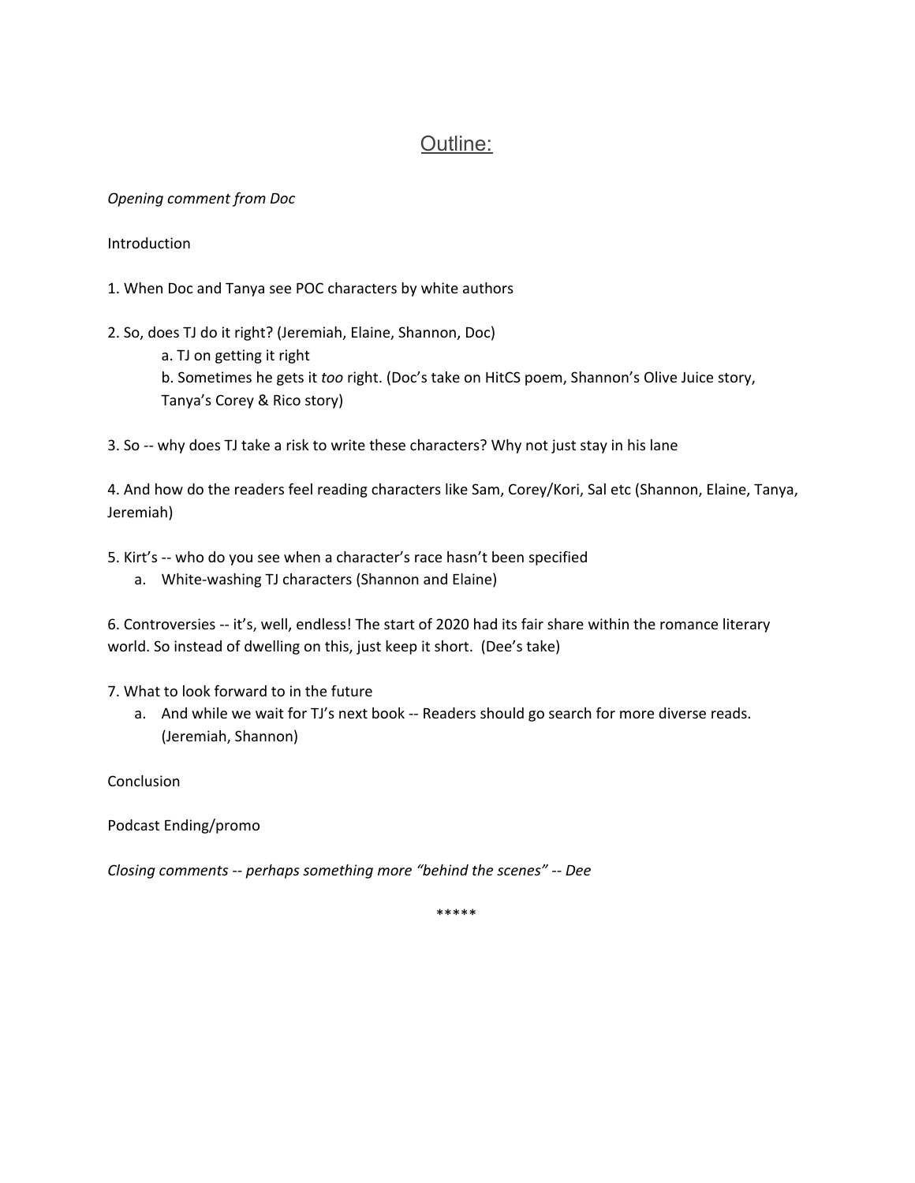# Outline:

*Opening comment from Doc*

Introduction

1. When Doc and Tanya see POC characters by white authors

2. So, does TJ do it right? (Jeremiah, Elaine, Shannon, Doc)
   a. TJ on getting it right
   b. Sometimes he gets it *too* right. (Doc's take on HitCS poem, Shannon's Olive Juice story, Tanya's Corey & Rico story)

3. So -- why does TJ take a risk to write these characters? Why not just stay in his lane

4. And how do the readers feel reading characters like Sam, Corey/Kori, Sal etc (Shannon, Elaine, Tanya, Jeremiah)

5. Kirt's -- who do you see when a character's race hasn't been specified
   a. White-washing TJ characters (Shannon and Elaine)

6. Controversies -- it's, well, endless! The start of 2020 had its fair share within the romance literary world. So instead of dwelling on this, just keep it short. (Dee's take)

7. What to look forward to in the future
   a. And while we wait for TJ's next book -- Readers should go search for more diverse reads. (Jeremiah, Shannon)

Conclusion

Podcast Ending/promo

*Closing comments -- perhaps something more "behind the scenes" -- Dee*

*****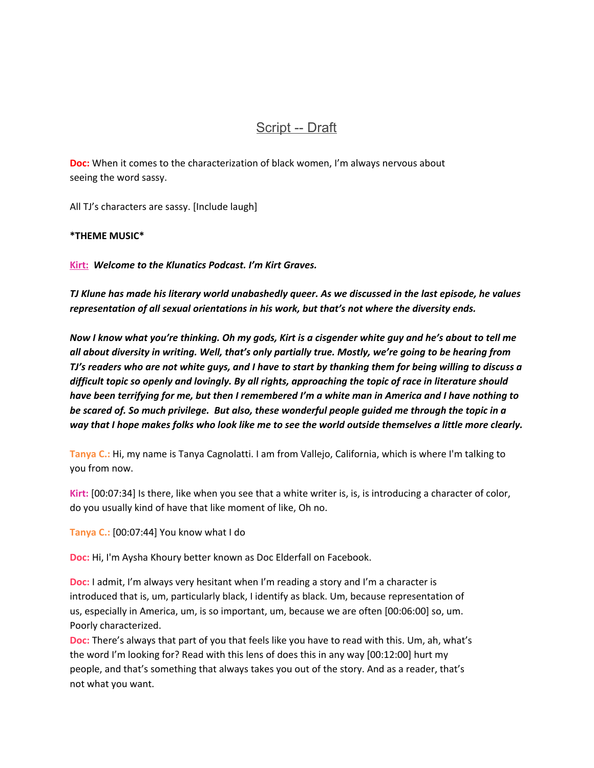## Script -- Draft

**Doc:** When it comes to the characterization of black women, I'm always nervous about seeing the word sassy.

All TJ's characters are sassy. [Include laugh]

**\*THEME MUSIC\***

**Kirt:** ***Welcome to the Klunatics Podcast. I'm Kirt Graves.***

***TJ Klune has made his literary world unabashedly queer. As we discussed in the last episode, he values representation of all sexual orientations in his work, but that's not where the diversity ends.***

***Now I know what you're thinking. Oh my gods, Kirt is a cisgender white guy and he's about to tell me all about diversity in writing. Well, that's only partially true. Mostly, we're going to be hearing from TJ's readers who are not white guys, and I have to start by thanking them for being willing to discuss a difficult topic so openly and lovingly. By all rights, approaching the topic of race in literature should have been terrifying for me, but then I remembered I'm a white man in America and I have nothing to be scared of. So much privilege. But also, these wonderful people guided me through the topic in a way that I hope makes folks who look like me to see the world outside themselves a little more clearly.***

**Tanya C.:** Hi, my name is Tanya Cagnolatti. I am from Vallejo, California, which is where I'm talking to you from now.

**Kirt:** [00:07:34] Is there, like when you see that a white writer is, is, is introducing a character of color, do you usually kind of have that like moment of like, Oh no.

**Tanya C.:** [00:07:44] You know what I do

**Doc:** Hi, I'm Aysha Khoury better known as Doc Elderfall on Facebook.

**Doc:** I admit, I'm always very hesitant when I'm reading a story and I'm a character is introduced that is, um, particularly black, I identify as black. Um, because representation of us, especially in America, um, is so important, um, because we are often [00:06:00] so, um. Poorly characterized.

**Doc:** There's always that part of you that feels like you have to read with this. Um, ah, what's the word I'm looking for? Read with this lens of does this in any way [00:12:00] hurt my people, and that's something that always takes you out of the story. And as a reader, that's not what you want.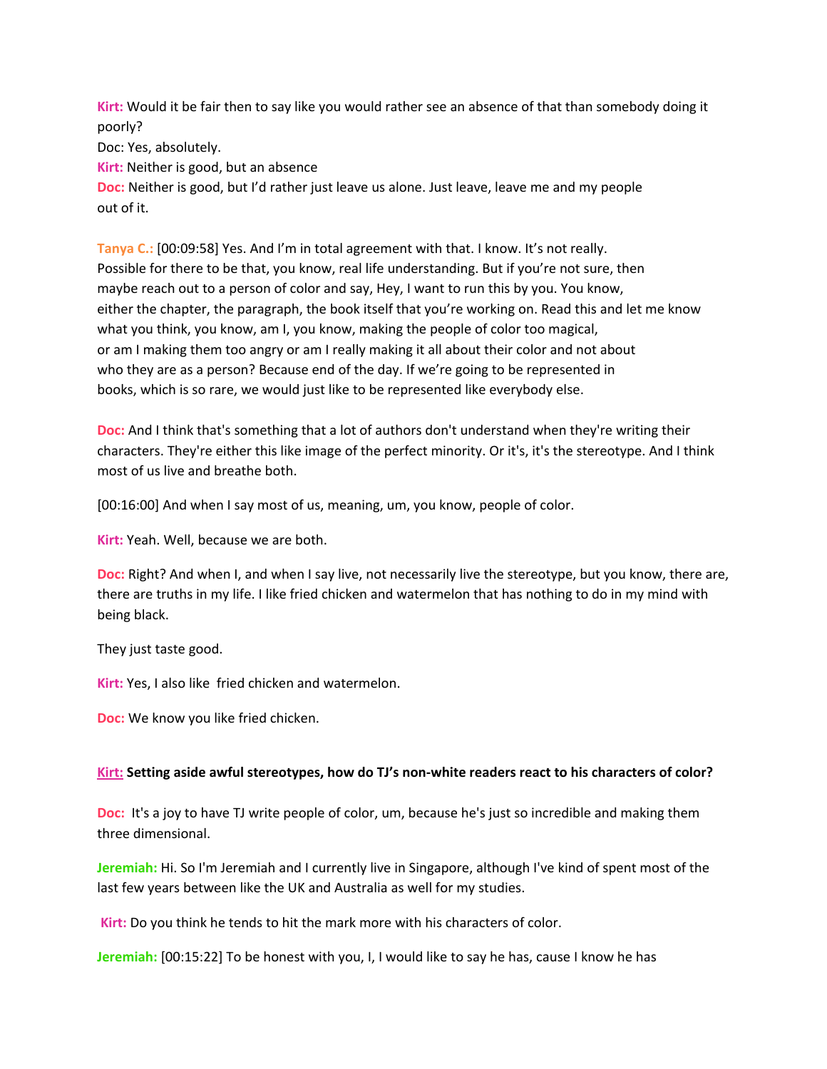**Kirt:** Would it be fair then to say like you would rather see an absence of that than somebody doing it poorly?

Doc: Yes, absolutely.

**Kirt:** Neither is good, but an absence

**Doc:** Neither is good, but I'd rather just leave us alone. Just leave, leave me and my people out of it.

**Tanya C.:** [00:09:58] Yes. And I'm in total agreement with that. I know. It's not really. Possible for there to be that, you know, real life understanding. But if you're not sure, then maybe reach out to a person of color and say, Hey, I want to run this by you. You know, either the chapter, the paragraph, the book itself that you're working on. Read this and let me know what you think, you know, am I, you know, making the people of color too magical, or am I making them too angry or am I really making it all about their color and not about who they are as a person? Because end of the day. If we're going to be represented in books, which is so rare, we would just like to be represented like everybody else.

**Doc:** And I think that's something that a lot of authors don't understand when they're writing their characters. They're either this like image of the perfect minority. Or it's, it's the stereotype. And I think most of us live and breathe both.

[00:16:00] And when I say most of us, meaning, um, you know, people of color.

**Kirt:** Yeah. Well, because we are both.

**Doc:** Right? And when I, and when I say live, not necessarily live the stereotype, but you know, there are, there are truths in my life. I like fried chicken and watermelon that has nothing to do in my mind with being black.

They just taste good.

**Kirt:** Yes, I also like fried chicken and watermelon.

**Doc:** We know you like fried chicken.

**Kirt: Setting aside awful stereotypes, how do TJ's non-white readers react to his characters of color?**

**Doc:** It's a joy to have TJ write people of color, um, because he's just so incredible and making them three dimensional.

**Jeremiah:** Hi. So I'm Jeremiah and I currently live in Singapore, although I've kind of spent most of the last few years between like the UK and Australia as well for my studies.

**Kirt:** Do you think he tends to hit the mark more with his characters of color.

**Jeremiah:** [00:15:22] To be honest with you, I, I would like to say he has, cause I know he has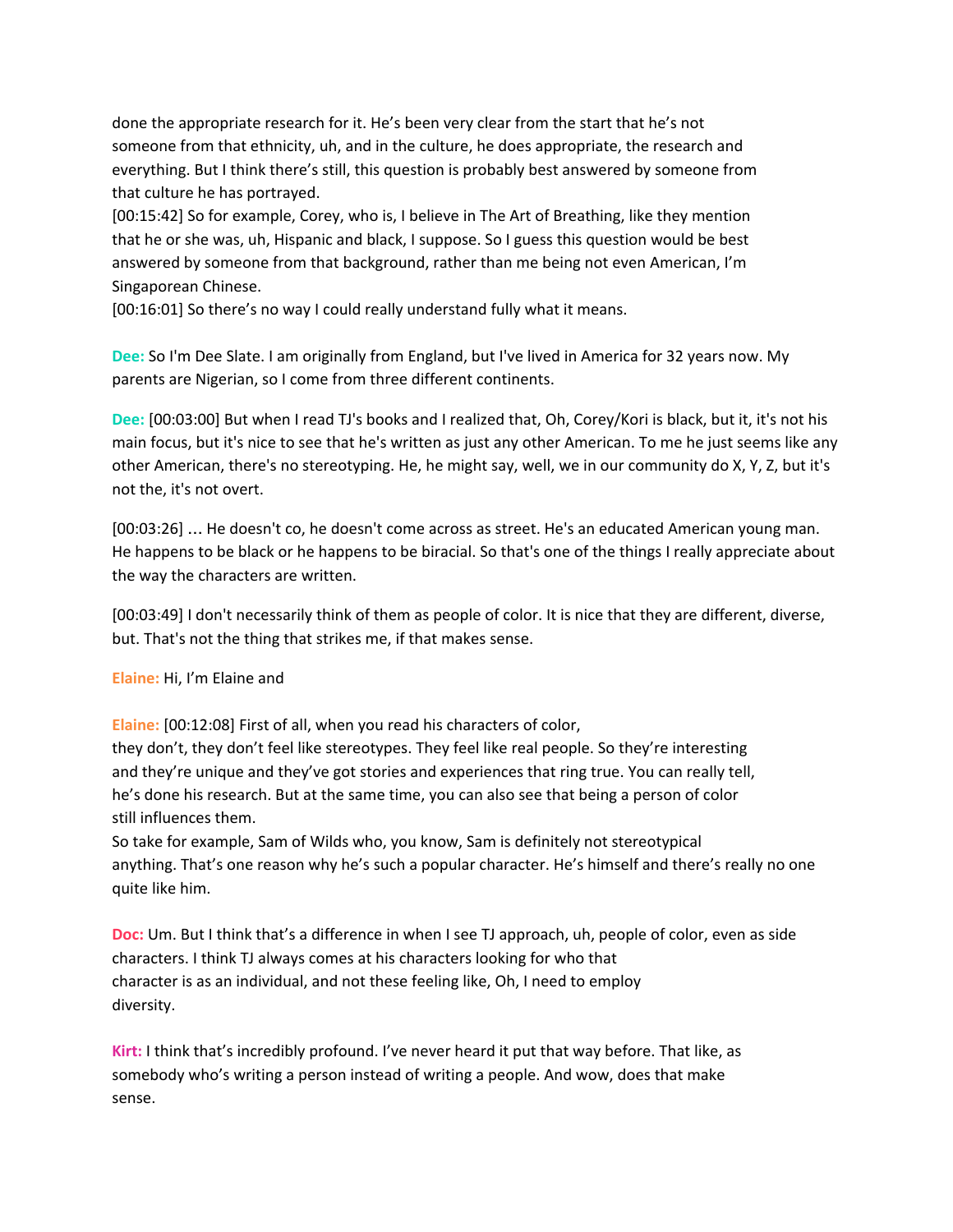done the appropriate research for it. He's been very clear from the start that he's not someone from that ethnicity, uh, and in the culture, he does appropriate, the research and everything. But I think there's still, this question is probably best answered by someone from that culture he has portrayed.
[00:15:42] So for example, Corey, who is, I believe in The Art of Breathing, like they mention that he or she was, uh, Hispanic and black, I suppose. So I guess this question would be best answered by someone from that background, rather than me being not even American, I'm Singaporean Chinese.
[00:16:01] So there's no way I could really understand fully what it means.

**Dee:** So I'm Dee Slate. I am originally from England, but I've lived in America for 32 years now. My parents are Nigerian, so I come from three different continents.

**Dee:** [00:03:00] But when I read TJ's books and I realized that, Oh, Corey/Kori is black, but it, it's not his main focus, but it's nice to see that he's written as just any other American. To me he just seems like any other American, there's no stereotyping. He, he might say, well, we in our community do X, Y, Z, but it's not the, it's not overt.

[00:03:26] … He doesn't co, he doesn't come across as street. He's an educated American young man. He happens to be black or he happens to be biracial. So that's one of the things I really appreciate about the way the characters are written.

[00:03:49] I don't necessarily think of them as people of color. It is nice that they are different, diverse, but. That's not the thing that strikes me, if that makes sense.

**Elaine:** Hi, I'm Elaine and

**Elaine:** [00:12:08] First of all, when you read his characters of color, they don't, they don't feel like stereotypes. They feel like real people. So they're interesting and they're unique and they've got stories and experiences that ring true. You can really tell, he's done his research. But at the same time, you can also see that being a person of color still influences them.
So take for example, Sam of Wilds who, you know, Sam is definitely not stereotypical anything. That's one reason why he's such a popular character. He's himself and there's really no one quite like him.

**Doc:** Um. But I think that's a difference in when I see TJ approach, uh, people of color, even as side characters. I think TJ always comes at his characters looking for who that character is as an individual, and not these feeling like, Oh, I need to employ diversity.

**Kirt:** I think that's incredibly profound. I've never heard it put that way before. That like, as somebody who's writing a person instead of writing a people. And wow, does that make sense.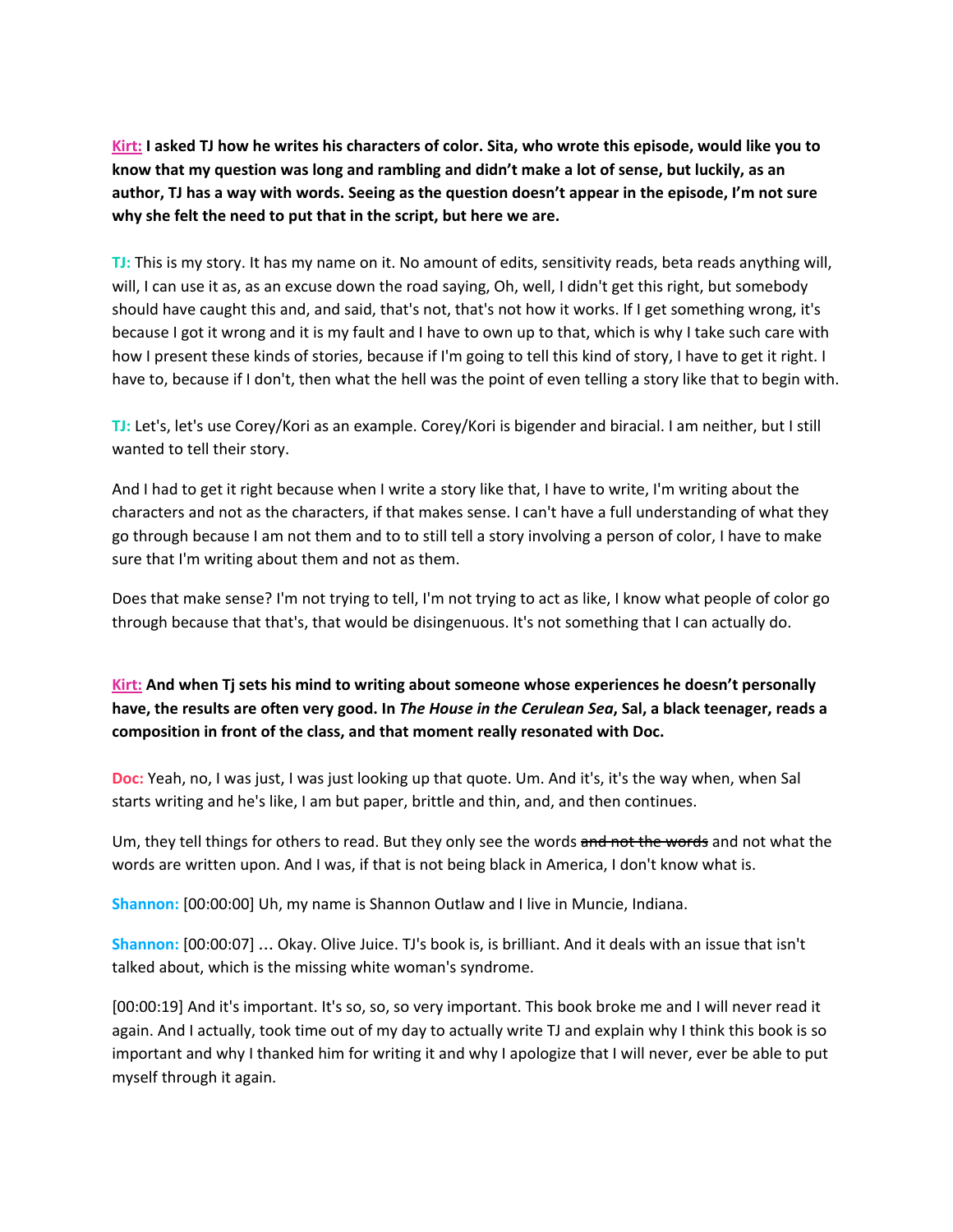**Kirt:** **I asked TJ how he writes his characters of color. Sita, who wrote this episode, would like you to know that my question was long and rambling and didn't make a lot of sense, but luckily, as an author, TJ has a way with words. Seeing as the question doesn't appear in the episode, I'm not sure why she felt the need to put that in the script, but here we are.**

**TJ:** This is my story. It has my name on it. No amount of edits, sensitivity reads, beta reads anything will, will, I can use it as, as an excuse down the road saying, Oh, well, I didn't get this right, but somebody should have caught this and, and said, that's not, that's not how it works. If I get something wrong, it's because I got it wrong and it is my fault and I have to own up to that, which is why I take such care with how I present these kinds of stories, because if I'm going to tell this kind of story, I have to get it right. I have to, because if I don't, then what the hell was the point of even telling a story like that to begin with.

**TJ:** Let's, let's use Corey/Kori as an example. Corey/Kori is bigender and biracial. I am neither, but I still wanted to tell their story.

And I had to get it right because when I write a story like that, I have to write, I'm writing about the characters and not as the characters, if that makes sense. I can't have a full understanding of what they go through because I am not them and to to still tell a story involving a person of color, I have to make sure that I'm writing about them and not as them.

Does that make sense? I'm not trying to tell, I'm not trying to act as like, I know what people of color go through because that that's, that would be disingenuous. It's not something that I can actually do.

**Kirt:** **And when Tj sets his mind to writing about someone whose experiences he doesn't personally have, the results are often very good. In *The House in the Cerulean Sea*, Sal, a black teenager, reads a composition in front of the class, and that moment really resonated with Doc.**

**Doc:** Yeah, no, I was just, I was just looking up that quote. Um. And it's, it's the way when, when Sal starts writing and he's like, I am but paper, brittle and thin, and, and then continues.

Um, they tell things for others to read. But they only see the words ~~and not the words~~ and not what the words are written upon. And I was, if that is not being black in America, I don't know what is.

**Shannon:** [00:00:00] Uh, my name is Shannon Outlaw and I live in Muncie, Indiana.

**Shannon:** [00:00:07] … Okay. Olive Juice. TJ's book is, is brilliant. And it deals with an issue that isn't talked about, which is the missing white woman's syndrome.

[00:00:19] And it's important. It's so, so, so very important. This book broke me and I will never read it again. And I actually, took time out of my day to actually write TJ and explain why I think this book is so important and why I thanked him for writing it and why I apologize that I will never, ever be able to put myself through it again.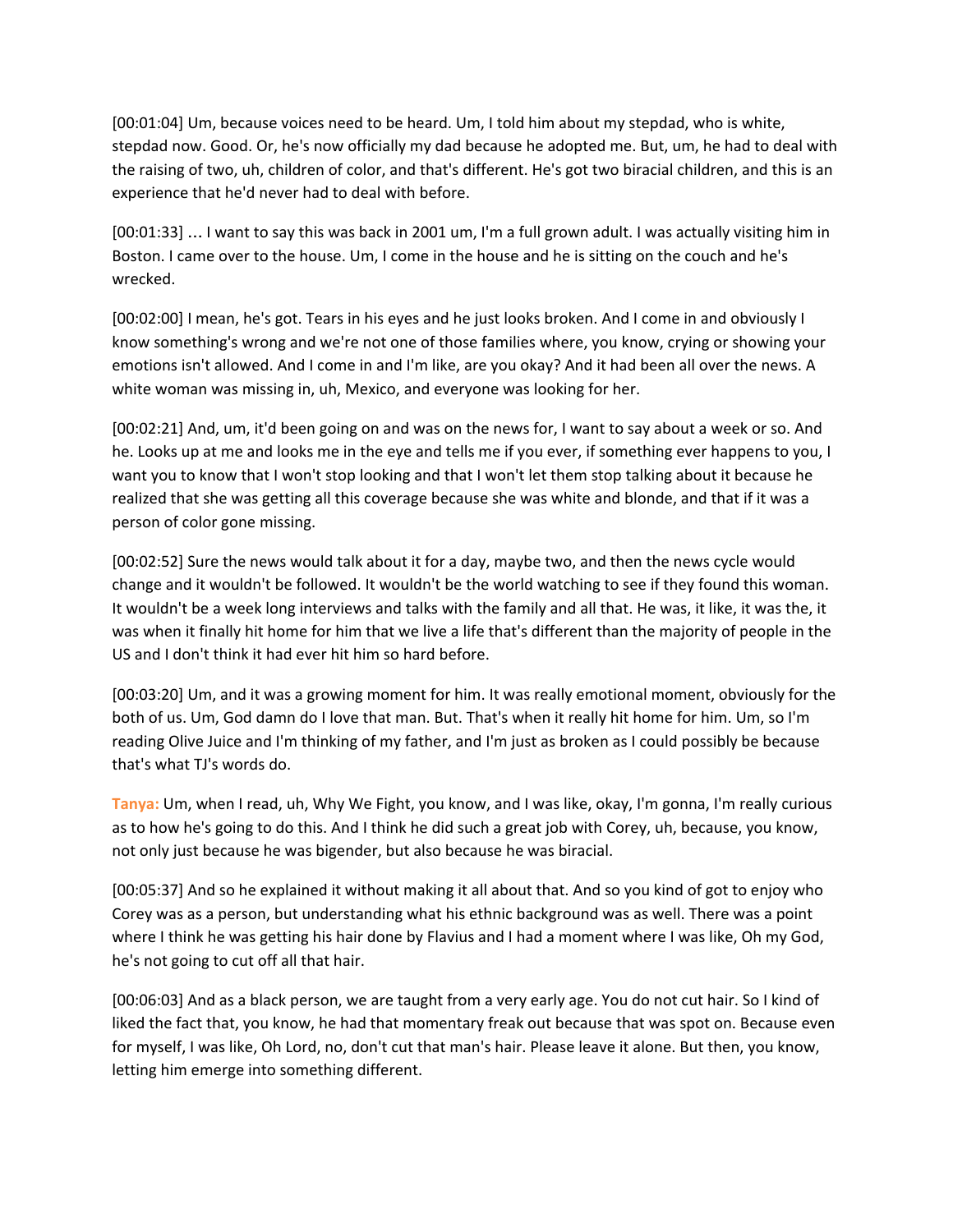[00:01:04] Um, because voices need to be heard. Um, I told him about my stepdad, who is white, stepdad now. Good. Or, he's now officially my dad because he adopted me. But, um, he had to deal with the raising of two, uh, children of color, and that's different. He's got two biracial children, and this is an experience that he'd never had to deal with before.

[00:01:33] … I want to say this was back in 2001 um, I'm a full grown adult. I was actually visiting him in Boston. I came over to the house. Um, I come in the house and he is sitting on the couch and he's wrecked.

[00:02:00] I mean, he's got. Tears in his eyes and he just looks broken. And I come in and obviously I know something's wrong and we're not one of those families where, you know, crying or showing your emotions isn't allowed. And I come in and I'm like, are you okay? And it had been all over the news. A white woman was missing in, uh, Mexico, and everyone was looking for her.

[00:02:21] And, um, it'd been going on and was on the news for, I want to say about a week or so. And he. Looks up at me and looks me in the eye and tells me if you ever, if something ever happens to you, I want you to know that I won't stop looking and that I won't let them stop talking about it because he realized that she was getting all this coverage because she was white and blonde, and that if it was a person of color gone missing.

[00:02:52] Sure the news would talk about it for a day, maybe two, and then the news cycle would change and it wouldn't be followed. It wouldn't be the world watching to see if they found this woman. It wouldn't be a week long interviews and talks with the family and all that. He was, it like, it was the, it was when it finally hit home for him that we live a life that's different than the majority of people in the US and I don't think it had ever hit him so hard before.

[00:03:20] Um, and it was a growing moment for him. It was really emotional moment, obviously for the both of us. Um, God damn do I love that man. But. That's when it really hit home for him. Um, so I'm reading Olive Juice and I'm thinking of my father, and I'm just as broken as I could possibly be because that's what TJ's words do.

**Tanya:** Um, when I read, uh, Why We Fight, you know, and I was like, okay, I'm gonna, I'm really curious as to how he's going to do this. And I think he did such a great job with Corey, uh, because, you know, not only just because he was bigender, but also because he was biracial.

[00:05:37] And so he explained it without making it all about that. And so you kind of got to enjoy who Corey was as a person, but understanding what his ethnic background was as well. There was a point where I think he was getting his hair done by Flavius and I had a moment where I was like, Oh my God, he's not going to cut off all that hair.

[00:06:03] And as a black person, we are taught from a very early age. You do not cut hair. So I kind of liked the fact that, you know, he had that momentary freak out because that was spot on. Because even for myself, I was like, Oh Lord, no, don't cut that man's hair. Please leave it alone. But then, you know, letting him emerge into something different.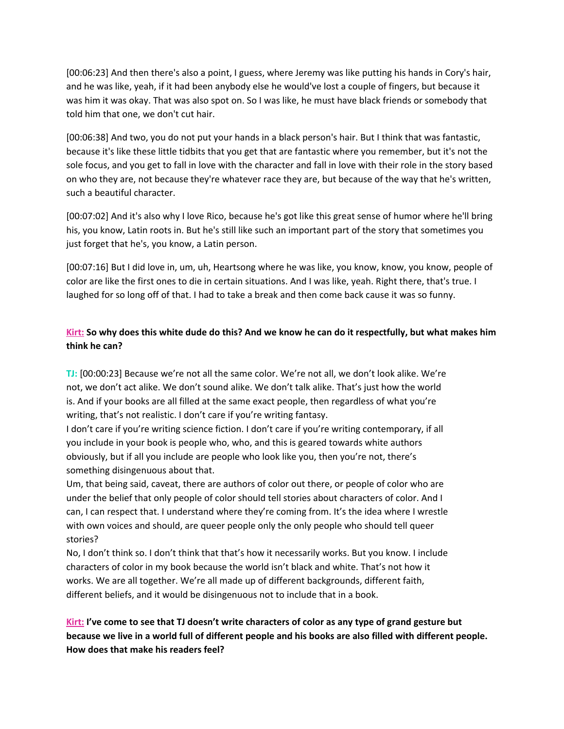[00:06:23] And then there's also a point, I guess, where Jeremy was like putting his hands in Cory's hair, and he was like, yeah, if it had been anybody else he would've lost a couple of fingers, but because it was him it was okay. That was also spot on. So I was like, he must have black friends or somebody that told him that one, we don't cut hair.

[00:06:38] And two, you do not put your hands in a black person's hair. But I think that was fantastic, because it's like these little tidbits that you get that are fantastic where you remember, but it's not the sole focus, and you get to fall in love with the character and fall in love with their role in the story based on who they are, not because they're whatever race they are, but because of the way that he's written, such a beautiful character.

[00:07:02] And it's also why I love Rico, because he's got like this great sense of humor where he'll bring his, you know, Latin roots in. But he's still like such an important part of the story that sometimes you just forget that he's, you know, a Latin person.

[00:07:16] But I did love in, um, uh, Heartsong where he was like, you know, know, you know, people of color are like the first ones to die in certain situations. And I was like, yeah. Right there, that's true. I laughed for so long off of that. I had to take a break and then come back cause it was so funny.

**Kirt: So why does this white dude do this? And we know he can do it respectfully, but what makes him think he can?**

**TJ:** [00:00:23] Because we're not all the same color. We're not all, we don't look alike. We're not, we don't act alike. We don't sound alike. We don't talk alike. That's just how the world is. And if your books are all filled at the same exact people, then regardless of what you're writing, that's not realistic. I don't care if you're writing fantasy.

I don't care if you're writing science fiction. I don't care if you're writing contemporary, if all you include in your book is people who, who, and this is geared towards white authors obviously, but if all you include are people who look like you, then you're not, there's something disingenuous about that.

Um, that being said, caveat, there are authors of color out there, or people of color who are under the belief that only people of color should tell stories about characters of color. And I can, I can respect that. I understand where they're coming from. It's the idea where I wrestle with own voices and should, are queer people only the only people who should tell queer stories?

No, I don't think so. I don't think that that's how it necessarily works. But you know. I include characters of color in my book because the world isn't black and white. That's not how it works. We are all together. We're all made up of different backgrounds, different faith, different beliefs, and it would be disingenuous not to include that in a book.

**Kirt: I've come to see that TJ doesn't write characters of color as any type of grand gesture but because we live in a world full of different people and his books are also filled with different people. How does that make his readers feel?**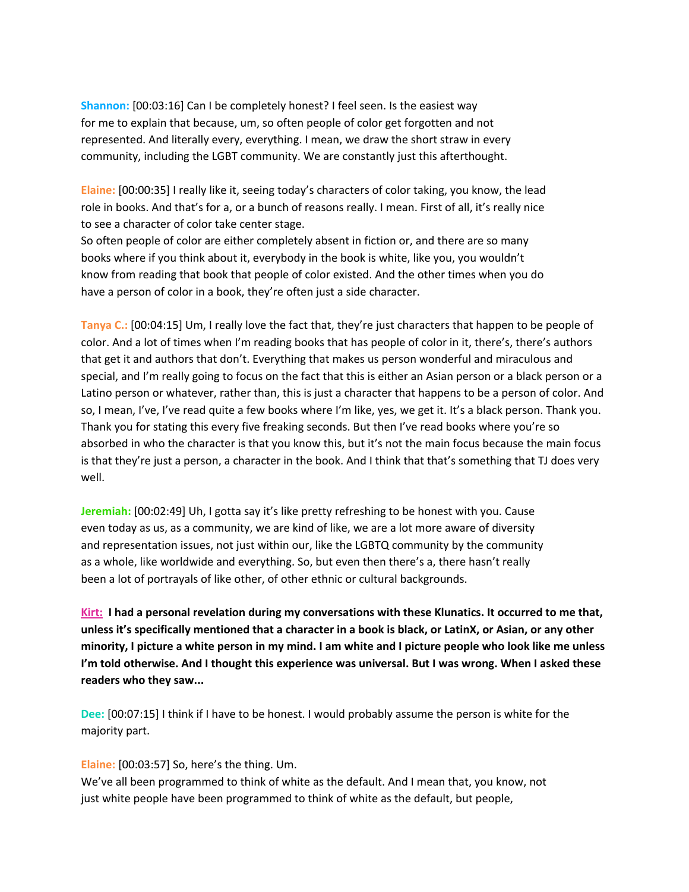**Shannon:** [00:03:16] Can I be completely honest? I feel seen. Is the easiest way for me to explain that because, um, so often people of color get forgotten and not represented. And literally every, everything. I mean, we draw the short straw in every community, including the LGBT community. We are constantly just this afterthought.

**Elaine:** [00:00:35] I really like it, seeing today's characters of color taking, you know, the lead role in books. And that's for a, or a bunch of reasons really. I mean. First of all, it's really nice to see a character of color take center stage.
So often people of color are either completely absent in fiction or, and there are so many books where if you think about it, everybody in the book is white, like you, you wouldn't know from reading that book that people of color existed. And the other times when you do have a person of color in a book, they're often just a side character.

**Tanya C.:** [00:04:15] Um, I really love the fact that, they're just characters that happen to be people of color. And a lot of times when I'm reading books that has people of color in it, there's, there's authors that get it and authors that don't. Everything that makes us person wonderful and miraculous and special, and I'm really going to focus on the fact that this is either an Asian person or a black person or a Latino person or whatever, rather than, this is just a character that happens to be a person of color. And so, I mean, I've, I've read quite a few books where I'm like, yes, we get it. It's a black person. Thank you. Thank you for stating this every five freaking seconds. But then I've read books where you're so absorbed in who the character is that you know this, but it's not the main focus because the main focus is that they're just a person, a character in the book. And I think that that's something that TJ does very well.

**Jeremiah:** [00:02:49] Uh, I gotta say it's like pretty refreshing to be honest with you. Cause even today as us, as a community, we are kind of like, we are a lot more aware of diversity and representation issues, not just within our, like the LGBTQ community by the community as a whole, like worldwide and everything. So, but even then there's a, there hasn't really been a lot of portrayals of like other, of other ethnic or cultural backgrounds.

**Kirt: I had a personal revelation during my conversations with these Klunatics. It occurred to me that, unless it's specifically mentioned that a character in a book is black, or LatinX, or Asian, or any other minority, I picture a white person in my mind. I am white and I picture people who look like me unless I'm told otherwise. And I thought this experience was universal. But I was wrong. When I asked these readers who they saw...**

**Dee:** [00:07:15] I think if I have to be honest. I would probably assume the person is white for the majority part.

**Elaine:** [00:03:57] So, here's the thing. Um.
We've all been programmed to think of white as the default. And I mean that, you know, not just white people have been programmed to think of white as the default, but people,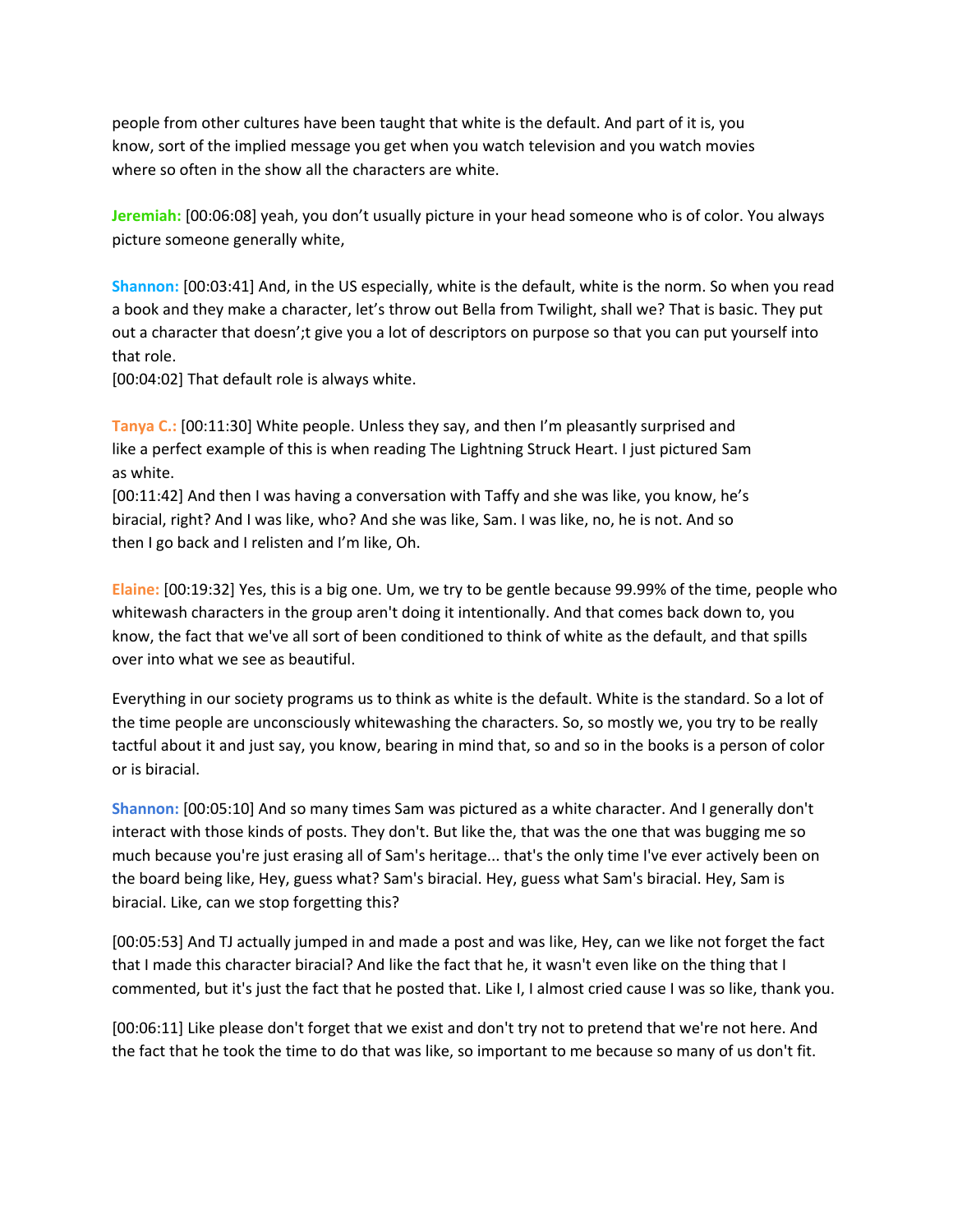people from other cultures have been taught that white is the default. And part of it is, you know, sort of the implied message you get when you watch television and you watch movies where so often in the show all the characters are white.

**Jeremiah:** [00:06:08] yeah, you don't usually picture in your head someone who is of color. You always picture someone generally white,

**Shannon:** [00:03:41] And, in the US especially, white is the default, white is the norm. So when you read a book and they make a character, let's throw out Bella from Twilight, shall we? That is basic. They put out a character that doesn';t give you a lot of descriptors on purpose so that you can put yourself into that role.
[00:04:02] That default role is always white.

**Tanya C.:** [00:11:30] White people. Unless they say, and then I'm pleasantly surprised and like a perfect example of this is when reading The Lightning Struck Heart. I just pictured Sam as white.
[00:11:42] And then I was having a conversation with Taffy and she was like, you know, he's biracial, right? And I was like, who? And she was like, Sam. I was like, no, he is not. And so then I go back and I relisten and I'm like, Oh.

**Elaine:** [00:19:32] Yes, this is a big one. Um, we try to be gentle because 99.99% of the time, people who whitewash characters in the group aren't doing it intentionally. And that comes back down to, you know, the fact that we've all sort of been conditioned to think of white as the default, and that spills over into what we see as beautiful.

Everything in our society programs us to think as white is the default. White is the standard. So a lot of the time people are unconsciously whitewashing the characters. So, so mostly we, you try to be really tactful about it and just say, you know, bearing in mind that, so and so in the books is a person of color or is biracial.

**Shannon:** [00:05:10] And so many times Sam was pictured as a white character. And I generally don't interact with those kinds of posts. They don't. But like the, that was the one that was bugging me so much because you're just erasing all of Sam's heritage... that's the only time I've ever actively been on the board being like, Hey, guess what? Sam's biracial. Hey, guess what Sam's biracial. Hey, Sam is biracial. Like, can we stop forgetting this?

[00:05:53] And TJ actually jumped in and made a post and was like, Hey, can we like not forget the fact that I made this character biracial? And like the fact that he, it wasn't even like on the thing that I commented, but it's just the fact that he posted that. Like I, I almost cried cause I was so like, thank you.

[00:06:11] Like please don't forget that we exist and don't try not to pretend that we're not here. And the fact that he took the time to do that was like, so important to me because so many of us don't fit.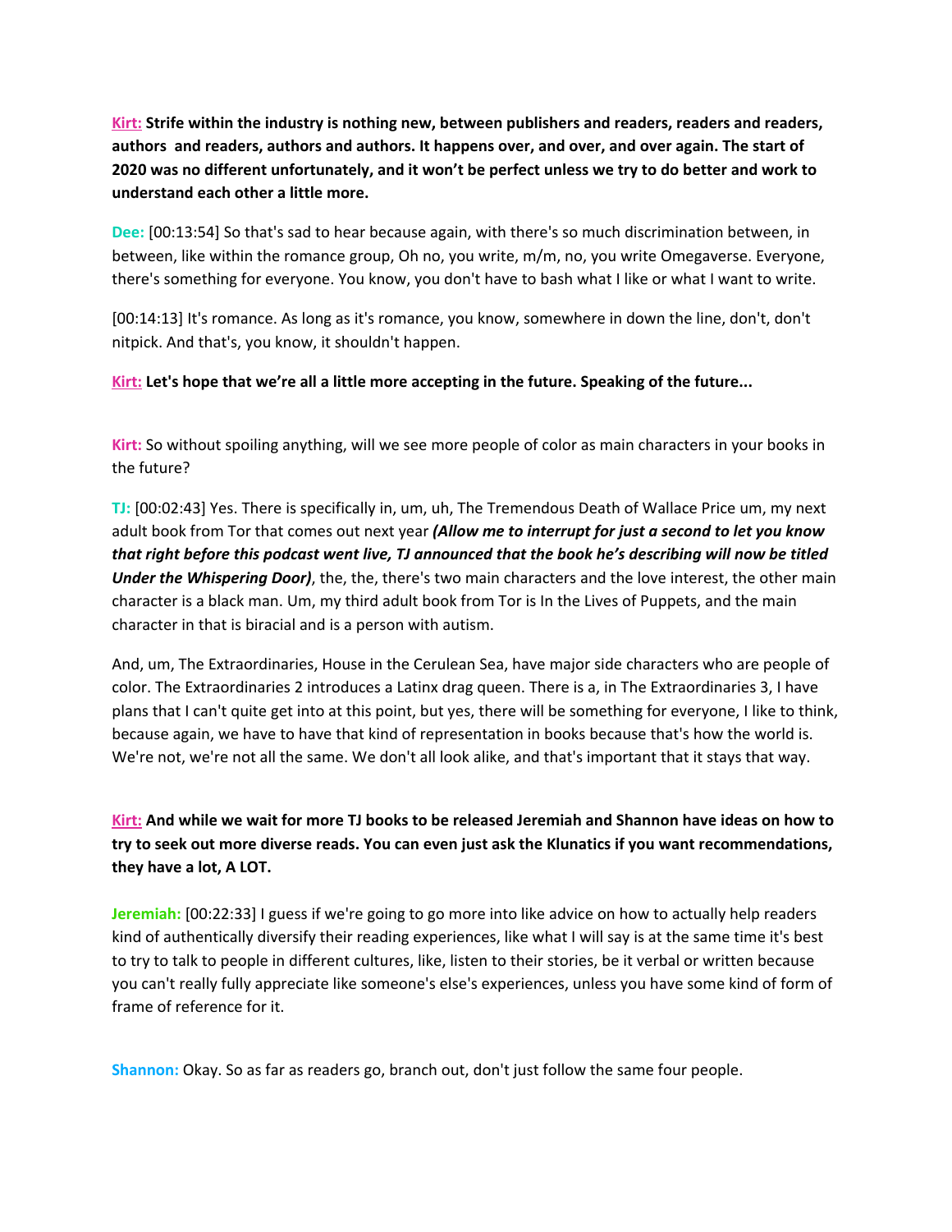**Kirt:** **Strife within the industry is nothing new, between publishers and readers, readers and readers, authors and readers, authors and authors. It happens over, and over, and over again. The start of 2020 was no different unfortunately, and it won't be perfect unless we try to do better and work to understand each other a little more.**

**Dee:** [00:13:54] So that's sad to hear because again, with there's so much discrimination between, in between, like within the romance group, Oh no, you write, m/m, no, you write Omegaverse. Everyone, there's something for everyone. You know, you don't have to bash what I like or what I want to write.

[00:14:13] It's romance. As long as it's romance, you know, somewhere in down the line, don't, don't nitpick. And that's, you know, it shouldn't happen.

**Kirt:** **Let's hope that we're all a little more accepting in the future. Speaking of the future...**

**Kirt:** So without spoiling anything, will we see more people of color as main characters in your books in the future?

**TJ:** [00:02:43] Yes. There is specifically in, um, uh, The Tremendous Death of Wallace Price um, my next adult book from Tor that comes out next year ***(Allow me to interrupt for just a second to let you know that right before this podcast went live, TJ announced that the book he's describing will now be titled Under the Whispering Door)***, the, the, there's two main characters and the love interest, the other main character is a black man. Um, my third adult book from Tor is In the Lives of Puppets, and the main character in that is biracial and is a person with autism.

And, um, The Extraordinaries, House in the Cerulean Sea, have major side characters who are people of color. The Extraordinaries 2 introduces a Latinx drag queen. There is a, in The Extraordinaries 3, I have plans that I can't quite get into at this point, but yes, there will be something for everyone, I like to think, because again, we have to have that kind of representation in books because that's how the world is. We're not, we're not all the same. We don't all look alike, and that's important that it stays that way.

**Kirt:** **And while we wait for more TJ books to be released Jeremiah and Shannon have ideas on how to try to seek out more diverse reads. You can even just ask the Klunatics if you want recommendations, they have a lot, A LOT.**

**Jeremiah:** [00:22:33] I guess if we're going to go more into like advice on how to actually help readers kind of authentically diversify their reading experiences, like what I will say is at the same time it's best to try to talk to people in different cultures, like, listen to their stories, be it verbal or written because you can't really fully appreciate like someone's else's experiences, unless you have some kind of form of frame of reference for it.

**Shannon:** Okay. So as far as readers go, branch out, don't just follow the same four people.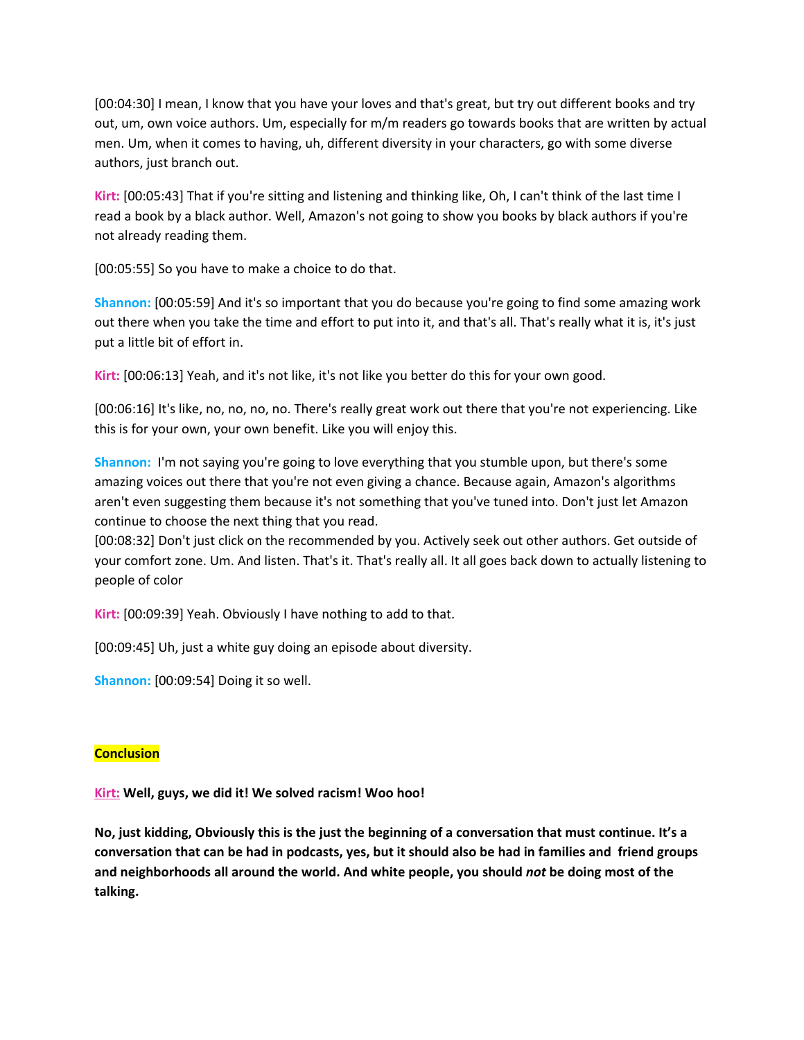[00:04:30] I mean, I know that you have your loves and that's great, but try out different books and try out, um, own voice authors. Um, especially for m/m readers go towards books that are written by actual men. Um, when it comes to having, uh, different diversity in your characters, go with some diverse authors, just branch out.

**Kirt:** [00:05:43] That if you're sitting and listening and thinking like, Oh, I can't think of the last time I read a book by a black author. Well, Amazon's not going to show you books by black authors if you're not already reading them.

[00:05:55] So you have to make a choice to do that.

**Shannon:** [00:05:59] And it's so important that you do because you're going to find some amazing work out there when you take the time and effort to put into it, and that's all. That's really what it is, it's just put a little bit of effort in.

**Kirt:** [00:06:13] Yeah, and it's not like, it's not like you better do this for your own good.

[00:06:16] It's like, no, no, no, no. There's really great work out there that you're not experiencing. Like this is for your own, your own benefit. Like you will enjoy this.

**Shannon:** I'm not saying you're going to love everything that you stumble upon, but there's some amazing voices out there that you're not even giving a chance. Because again, Amazon's algorithms aren't even suggesting them because it's not something that you've tuned into. Don't just let Amazon continue to choose the next thing that you read.
[00:08:32] Don't just click on the recommended by you. Actively seek out other authors. Get outside of your comfort zone. Um. And listen. That's it. That's really all. It all goes back down to actually listening to people of color

**Kirt:** [00:09:39] Yeah. Obviously I have nothing to add to that.

[00:09:45] Uh, just a white guy doing an episode about diversity.

**Shannon:** [00:09:54] Doing it so well.

**Conclusion**

**Kirt: Well, guys, we did it! We solved racism! Woo hoo!**

**No, just kidding, Obviously this is the just the beginning of a conversation that must continue. It's a conversation that can be had in podcasts, yes, but it should also be had in families and friend groups and neighborhoods all around the world. And white people, you should *not* be doing most of the talking.**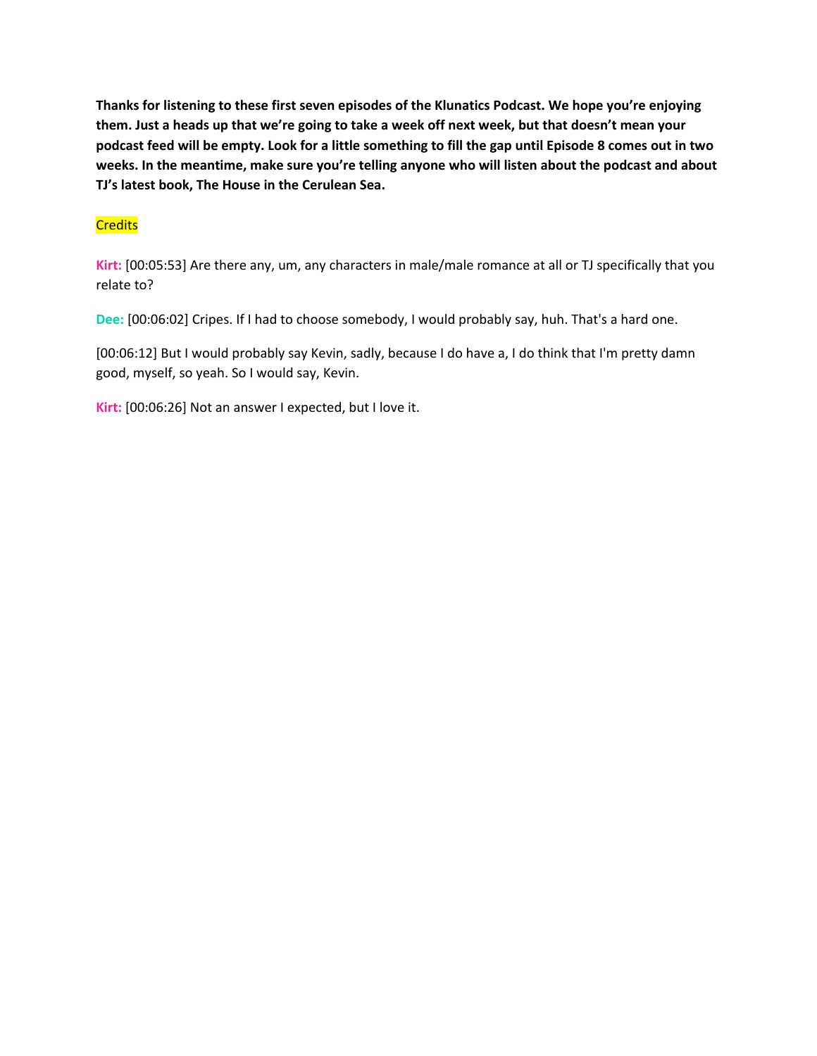**Thanks for listening to these first seven episodes of the Klunatics Podcast. We hope you're enjoying them. Just a heads up that we're going to take a week off next week, but that doesn't mean your podcast feed will be empty. Look for a little something to fill the gap until Episode 8 comes out in two weeks. In the meantime, make sure you're telling anyone who will listen about the podcast and about TJ's latest book, The House in the Cerulean Sea.**

Credits

**Kirt:** [00:05:53] Are there any, um, any characters in male/male romance at all or TJ specifically that you relate to?

**Dee:** [00:06:02] Cripes. If I had to choose somebody, I would probably say, huh. That's a hard one.

[00:06:12] But I would probably say Kevin, sadly, because I do have a, I do think that I'm pretty damn good, myself, so yeah. So I would say, Kevin.

**Kirt:** [00:06:26] Not an answer I expected, but I love it.